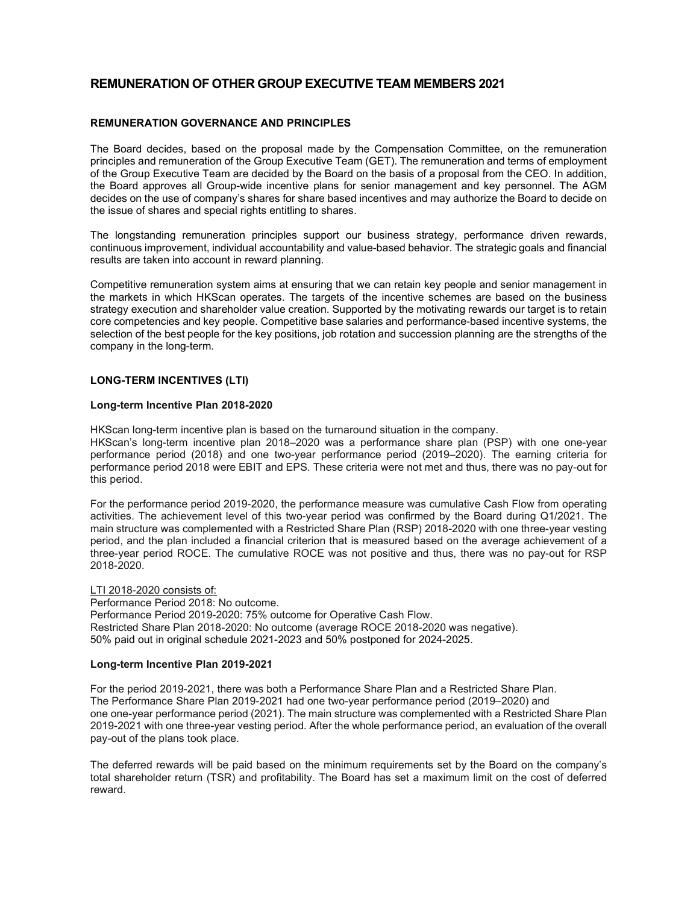# REMUNERATION OF OTHER GROUP EXECUTIVE TEAM MEMBERS 2021

## REMUNERATION GOVERNANCE AND PRINCIPLES

The Board decides, based on the proposal made by the Compensation Committee, on the remuneration principles and remuneration of the Group Executive Team (GET). The remuneration and terms of employment of the Group Executive Team are decided by the Board on the basis of a proposal from the CEO. In addition, the Board approves all Group-wide incentive plans for senior management and key personnel. The AGM decides on the use of company's shares for share based incentives and may authorize the Board to decide on the issue of shares and special rights entitling to shares.

The longstanding remuneration principles support our business strategy, performance driven rewards, continuous improvement, individual accountability and value-based behavior. The strategic goals and financial results are taken into account in reward planning.

Competitive remuneration system aims at ensuring that we can retain key people and senior management in the markets in which HKScan operates. The targets of the incentive schemes are based on the business strategy execution and shareholder value creation. Supported by the motivating rewards our target is to retain core competencies and key people. Competitive base salaries and performance-based incentive systems, the selection of the best people for the key positions, job rotation and succession planning are the strengths of the company in the long-term.

## LONG-TERM INCENTIVES (LTI)

### Long-term Incentive Plan 2018-2020

HKScan long-term incentive plan is based on the turnaround situation in the company.
HKScan's long-term incentive plan 2018–2020 was a performance share plan (PSP) with one one-year performance period (2018) and one two-year performance period (2019–2020). The earning criteria for performance period 2018 were EBIT and EPS. These criteria were not met and thus, there was no pay-out for this period.

For the performance period 2019-2020, the performance measure was cumulative Cash Flow from operating activities. The achievement level of this two-year period was confirmed by the Board during Q1/2021. The main structure was complemented with a Restricted Share Plan (RSP) 2018-2020 with one three-year vesting period, and the plan included a financial criterion that is measured based on the average achievement of a three-year period ROCE. The cumulative ROCE was not positive and thus, there was no pay-out for RSP 2018-2020.

LTI 2018-2020 consists of:
Performance Period 2018: No outcome.
Performance Period 2019-2020: 75% outcome for Operative Cash Flow.
Restricted Share Plan 2018-2020: No outcome (average ROCE 2018-2020 was negative).
50% paid out in original schedule 2021-2023 and 50% postponed for 2024-2025.

### Long-term Incentive Plan 2019-2021

For the period 2019-2021, there was both a Performance Share Plan and a Restricted Share Plan.
The Performance Share Plan 2019-2021 had one two-year performance period (2019–2020) and one one-year performance period (2021). The main structure was complemented with a Restricted Share Plan 2019-2021 with one three-year vesting period. After the whole performance period, an evaluation of the overall pay-out of the plans took place.

The deferred rewards will be paid based on the minimum requirements set by the Board on the company's total shareholder return (TSR) and profitability. The Board has set a maximum limit on the cost of deferred reward.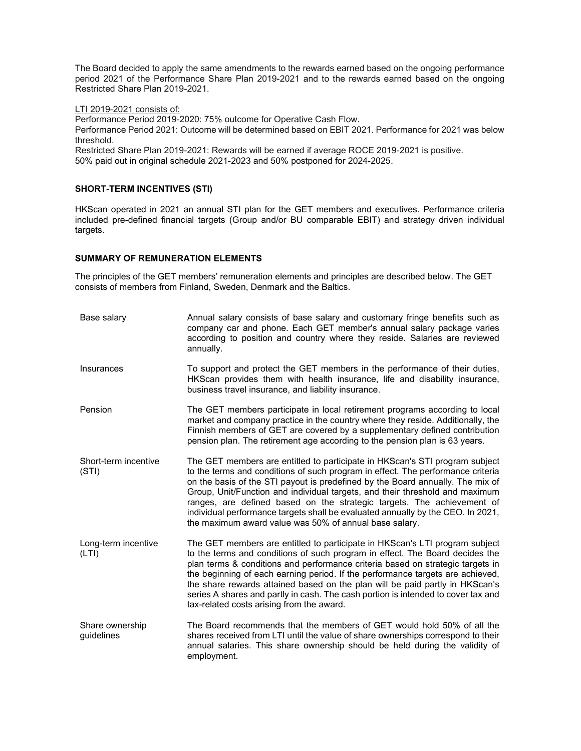The Board decided to apply the same amendments to the rewards earned based on the ongoing performance period 2021 of the Performance Share Plan 2019-2021 and to the rewards earned based on the ongoing Restricted Share Plan 2019-2021.

LTI 2019-2021 consists of:

Performance Period 2019-2020: 75% outcome for Operative Cash Flow.
Performance Period 2021: Outcome will be determined based on EBIT 2021. Performance for 2021 was below threshold.
Restricted Share Plan 2019-2021: Rewards will be earned if average ROCE 2019-2021 is positive.
50% paid out in original schedule 2021-2023 and 50% postponed for 2024-2025.

### SHORT-TERM INCENTIVES (STI)

HKScan operated in 2021 an annual STI plan for the GET members and executives. Performance criteria included pre-defined financial targets (Group and/or BU comparable EBIT) and strategy driven individual targets.

### SUMMARY OF REMUNERATION ELEMENTS

The principles of the GET members' remuneration elements and principles are described below. The GET consists of members from Finland, Sweden, Denmark and the Baltics.

| | |
|---|---|
| Base salary | Annual salary consists of base salary and customary fringe benefits such as company car and phone. Each GET member's annual salary package varies according to position and country where they reside. Salaries are reviewed annually. |
| Insurances | To support and protect the GET members in the performance of their duties, HKScan provides them with health insurance, life and disability insurance, business travel insurance, and liability insurance. |
| Pension | The GET members participate in local retirement programs according to local market and company practice in the country where they reside. Additionally, the Finnish members of GET are covered by a supplementary defined contribution pension plan. The retirement age according to the pension plan is 63 years. |
| Short-term incentive (STI) | The GET members are entitled to participate in HKScan's STI program subject to the terms and conditions of such program in effect. The performance criteria on the basis of the STI payout is predefined by the Board annually. The mix of Group, Unit/Function and individual targets, and their threshold and maximum ranges, are defined based on the strategic targets. The achievement of individual performance targets shall be evaluated annually by the CEO. In 2021, the maximum award value was 50% of annual base salary. |
| Long-term incentive (LTI) | The GET members are entitled to participate in HKScan's LTI program subject to the terms and conditions of such program in effect. The Board decides the plan terms & conditions and performance criteria based on strategic targets in the beginning of each earning period. If the performance targets are achieved, the share rewards attained based on the plan will be paid partly in HKScan's series A shares and partly in cash. The cash portion is intended to cover tax and tax-related costs arising from the award. |
| Share ownership guidelines | The Board recommends that the members of GET would hold 50% of all the shares received from LTI until the value of share ownerships correspond to their annual salaries. This share ownership should be held during the validity of employment. |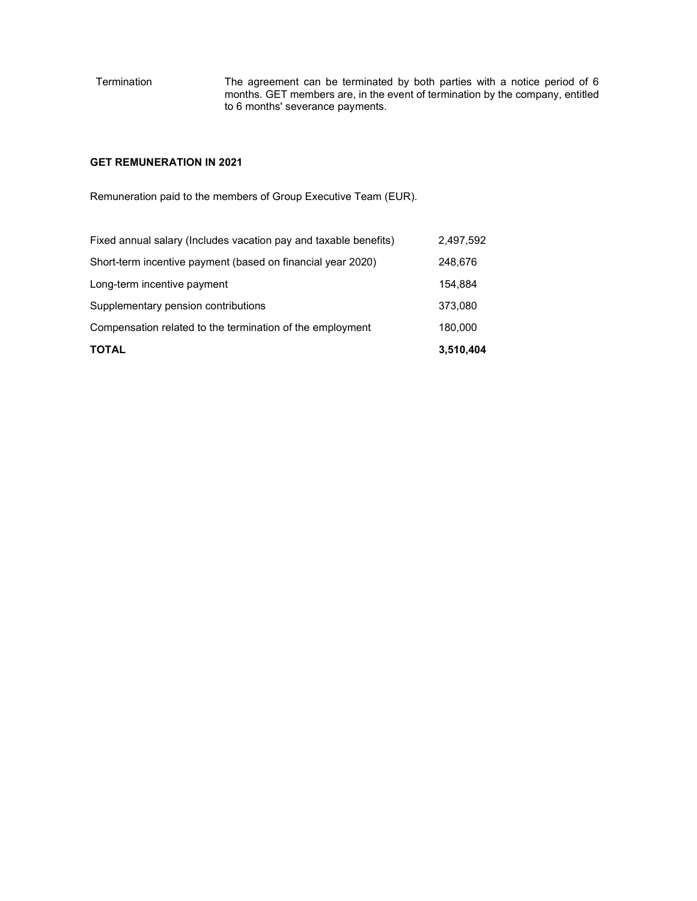| | |
|---|---|
| Termination | The agreement can be terminated by both parties with a notice period of 6 months. GET members are, in the event of termination by the company, entitled to 6 months' severance payments. |

### GET REMUNERATION IN 2021

Remuneration paid to the members of Group Executive Team (EUR).

| | |
|---|---|
| Fixed annual salary (Includes vacation pay and taxable benefits) | 2,497,592 |
| Short-term incentive payment (based on financial year 2020) | 248,676 |
| Long-term incentive payment | 154,884 |
| Supplementary pension contributions | 373,080 |
| Compensation related to the termination of the employment | 180,000 |
| **TOTAL** | **3,510,404** |